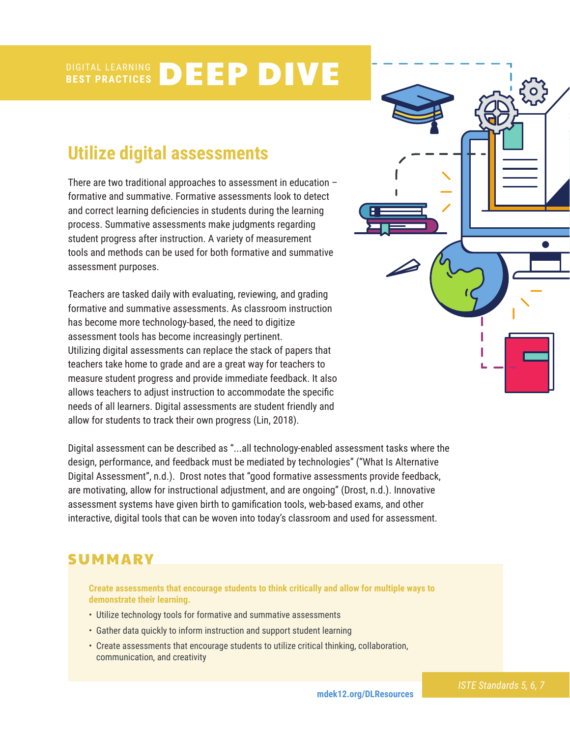DIGITAL LEARNING **BEST PRACTICES** **DEEP DIVE**

## Utilize digital assessments

There are two traditional approaches to assessment in education – formative and summative. Formative assessments look to detect and correct learning deficiencies in students during the learning process. Summative assessments make judgments regarding student progress after instruction. A variety of measurement tools and methods can be used for both formative and summative assessment purposes.

Teachers are tasked daily with evaluating, reviewing, and grading formative and summative assessments. As classroom instruction has become more technology-based, the need to digitize assessment tools has become increasingly pertinent. Utilizing digital assessments can replace the stack of papers that teachers take home to grade and are a great way for teachers to measure student progress and provide immediate feedback. It also allows teachers to adjust instruction to accommodate the specific needs of all learners. Digital assessments are student friendly and allow for students to track their own progress (Lin, 2018).

Digital assessment can be described as "...all technology-enabled assessment tasks where the design, performance, and feedback must be mediated by technologies" ("What Is Alternative Digital Assessment", n.d.). Drost notes that "good formative assessments provide feedback, are motivating, allow for instructional adjustment, and are ongoing" (Drost, n.d.). Innovative assessment systems have given birth to gamification tools, web-based exams, and other interactive, digital tools that can be woven into today's classroom and used for assessment.

## SUMMARY

**Create assessments that encourage students to think critically and allow for multiple ways to demonstrate their learning.**

- Utilize technology tools for formative and summative assessments
- Gather data quickly to inform instruction and support student learning
- Create assessments that encourage students to utilize critical thinking, collaboration, communication, and creativity

mdek12.org/DLResources

*ISTE Standards 5, 6, 7*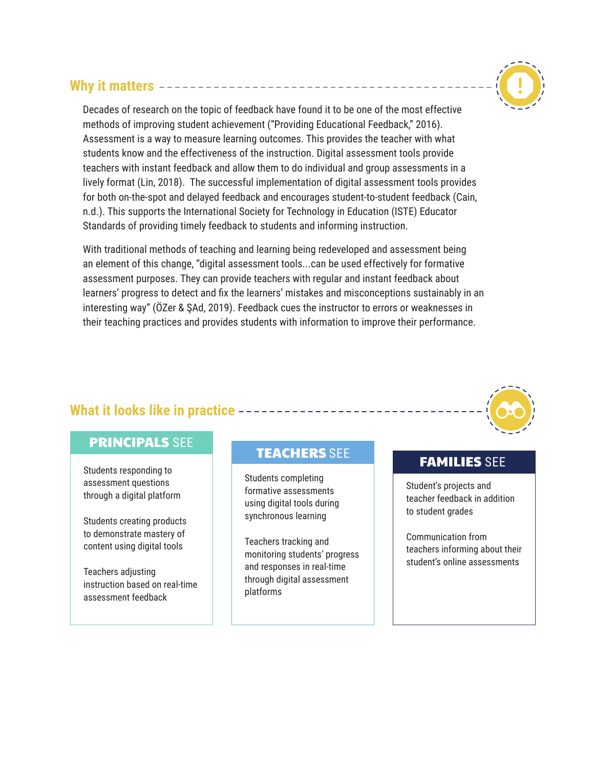## Why it matters

Decades of research on the topic of feedback have found it to be one of the most effective methods of improving student achievement ("Providing Educational Feedback," 2016). Assessment is a way to measure learning outcomes. This provides the teacher with what students know and the effectiveness of the instruction. Digital assessment tools provide teachers with instant feedback and allow them to do individual and group assessments in a lively format (Lin, 2018). The successful implementation of digital assessment tools provides for both on-the-spot and delayed feedback and encourages student-to-student feedback (Cain, n.d.). This supports the International Society for Technology in Education (ISTE) Educator Standards of providing timely feedback to students and informing instruction.

With traditional methods of teaching and learning being redeveloped and assessment being an element of this change, "digital assessment tools...can be used effectively for formative assessment purposes. They can provide teachers with regular and instant feedback about learners' progress to detect and fix the learners' mistakes and misconceptions sustainably in an interesting way" (ÖZer & ŞAd, 2019). Feedback cues the instructor to errors or weaknesses in their teaching practices and provides students with information to improve their performance.

## What it looks like in practice

### PRINCIPALS SEE

Students responding to assessment questions through a digital platform

Students creating products to demonstrate mastery of content using digital tools

Teachers adjusting instruction based on real-time assessment feedback

### TEACHERS SEE

Students completing formative assessments using digital tools during synchronous learning

Teachers tracking and monitoring students' progress and responses in real-time through digital assessment platforms

### FAMILIES SEE

Student's projects and teacher feedback in addition to student grades

Communication from teachers informing about their student's online assessments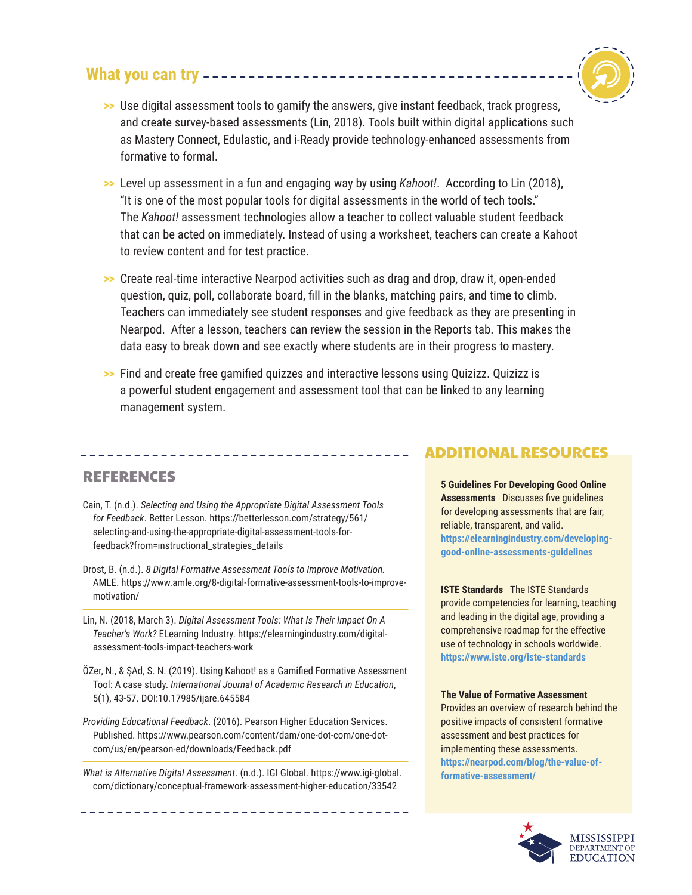## What you can try

- Use digital assessment tools to gamify the answers, give instant feedback, track progress, and create survey-based assessments (Lin, 2018). Tools built within digital applications such as Mastery Connect, Edulastic, and i-Ready provide technology-enhanced assessments from formative to formal.
- Level up assessment in a fun and engaging way by using *Kahoot!*. According to Lin (2018), "It is one of the most popular tools for digital assessments in the world of tech tools." The *Kahoot!* assessment technologies allow a teacher to collect valuable student feedback that can be acted on immediately. Instead of using a worksheet, teachers can create a Kahoot to review content and for test practice.
- Create real-time interactive Nearpod activities such as drag and drop, draw it, open-ended question, quiz, poll, collaborate board, fill in the blanks, matching pairs, and time to climb. Teachers can immediately see student responses and give feedback as they are presenting in Nearpod. After a lesson, teachers can review the session in the Reports tab. This makes the data easy to break down and see exactly where students are in their progress to mastery.
- Find and create free gamified quizzes and interactive lessons using Quizizz. Quizizz is a powerful student engagement and assessment tool that can be linked to any learning management system.

## REFERENCES

Cain, T. (n.d.). *Selecting and Using the Appropriate Digital Assessment Tools for Feedback*. Better Lesson. https://betterlesson.com/strategy/561/selecting-and-using-the-appropriate-digital-assessment-tools-for-feedback?from=instructional_strategies_details

Drost, B. (n.d.). *8 Digital Formative Assessment Tools to Improve Motivation.* AMLE. https://www.amle.org/8-digital-formative-assessment-tools-to-improve-motivation/

Lin, N. (2018, March 3). *Digital Assessment Tools: What Is Their Impact On A Teacher's Work?* ELearning Industry. https://elearningindustry.com/digital-assessment-tools-impact-teachers-work

ÖZer, N., & ŞAd, S. N. (2019). Using Kahoot! as a Gamified Formative Assessment Tool: A case study. *International Journal of Academic Research in Education*, 5(1), 43-57. DOI:10.17985/ijare.645584

*Providing Educational Feedback*. (2016). Pearson Higher Education Services. Published. https://www.pearson.com/content/dam/one-dot-com/one-dot-com/us/en/pearson-ed/downloads/Feedback.pdf

*What is Alternative Digital Assessment*. (n.d.). IGI Global. https://www.igi-global.com/dictionary/conceptual-framework-assessment-higher-education/33542

## ADDITIONAL RESOURCES

**5 Guidelines For Developing Good Online Assessments** Discusses five guidelines for developing assessments that are fair, reliable, transparent, and valid. **https://elearningindustry.com/developing-good-online-assessments-guidelines**

**ISTE Standards** The ISTE Standards provide competencies for learning, teaching and leading in the digital age, providing a comprehensive roadmap for the effective use of technology in schools worldwide. **https://www.iste.org/iste-standards**

**The Value of Formative Assessment** Provides an overview of research behind the positive impacts of consistent formative assessment and best practices for implementing these assessments. **https://nearpod.com/blog/the-value-of-formative-assessment/**

MISSISSIPPI DEPARTMENT OF EDUCATION